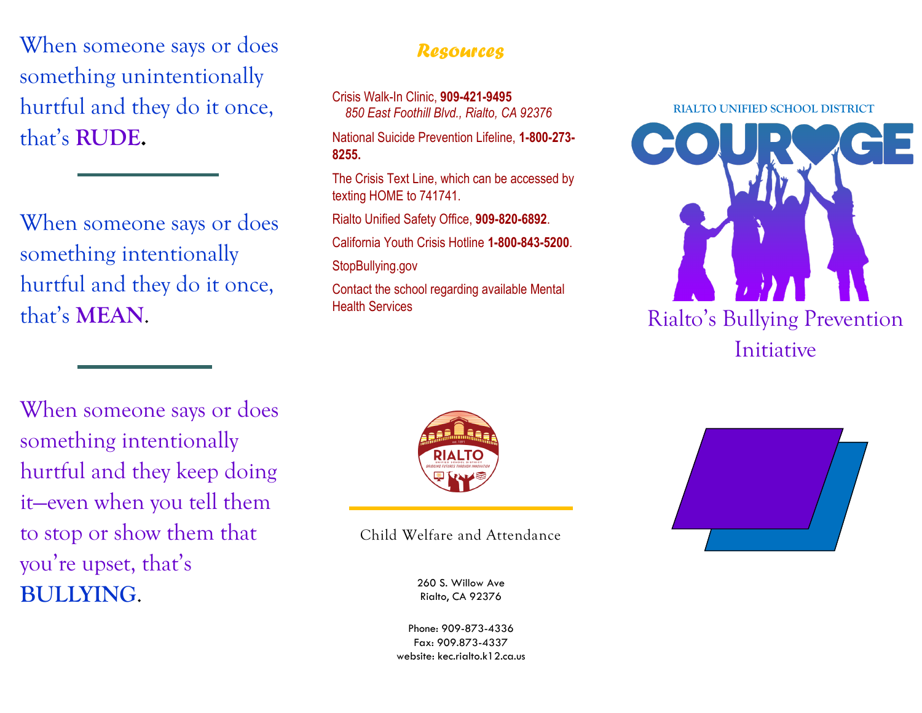When someone says or does something unintentionally hurtful and they do it once, that's **RUDE**.

---

When someone says or does something intentionally hurtful and they do it once, that's **MEAN**.

---

When someone says or does something intentionally hurtful and they keep doing it—even when you tell them to stop or show them that you're upset, that's **BULLYING**.

## *Resources*

Crisis Walk-In Clinic, **909-421-9495**
*850 East Foothill Blvd., Rialto, CA 92376*

National Suicide Prevention Lifeline, **1-800-273-8255.**

The Crisis Text Line, which can be accessed by texting HOME to 741741.

Rialto Unified Safety Office, **909-820-6892**.

California Youth Crisis Hotline **1-800-843-5200**.

StopBullying.gov

Contact the school regarding available Mental Health Services

Child Welfare and Attendance

260 S. Willow Ave
Rialto, CA 92376

Phone: 909-873-4336
Fax: 909.873-4337
website: kec.rialto.k12.ca.us

RIALTO UNIFIED SCHOOL DISTRICT

# COURAGE

Rialto's Bullying Prevention Initiative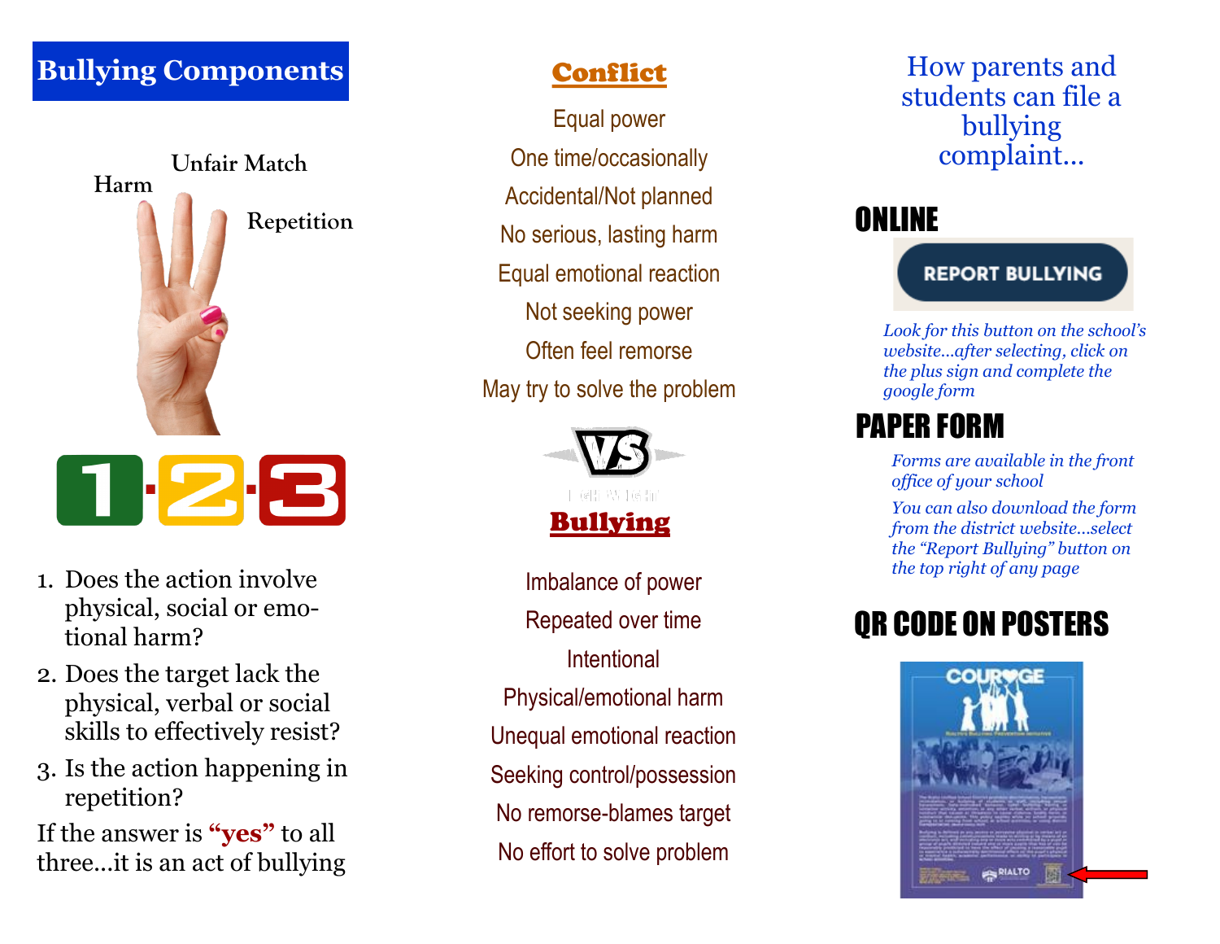## Bullying Components

Harm

Unfair Match

Repetition

1 · 2 · 3

1. Does the action involve physical, social or emotional harm?
2. Does the target lack the physical, verbal or social skills to effectively resist?
3. Is the action happening in repetition?

If the answer is **"yes"** to all three…it is an act of bullying

## Conflict

Equal power

One time/occasionally

Accidental/Not planned

No serious, lasting harm

Equal emotional reaction

Not seeking power

Often feel remorse

May try to solve the problem

VS

## Bullying

Imbalance of power

Repeated over time

Intentional

Physical/emotional harm

Unequal emotional reaction

Seeking control/possession

No remorse-blames target

No effort to solve problem

## How parents and students can file a bullying complaint…

### ONLINE

REPORT BULLYING

*Look for this button on the school's website…after selecting, click on the plus sign and complete the google form*

### PAPER FORM

*Forms are available in the front office of your school*

*You can also download the form from the district website…select the "Report Bullying" button on the top right of any page*

### QR CODE ON POSTERS